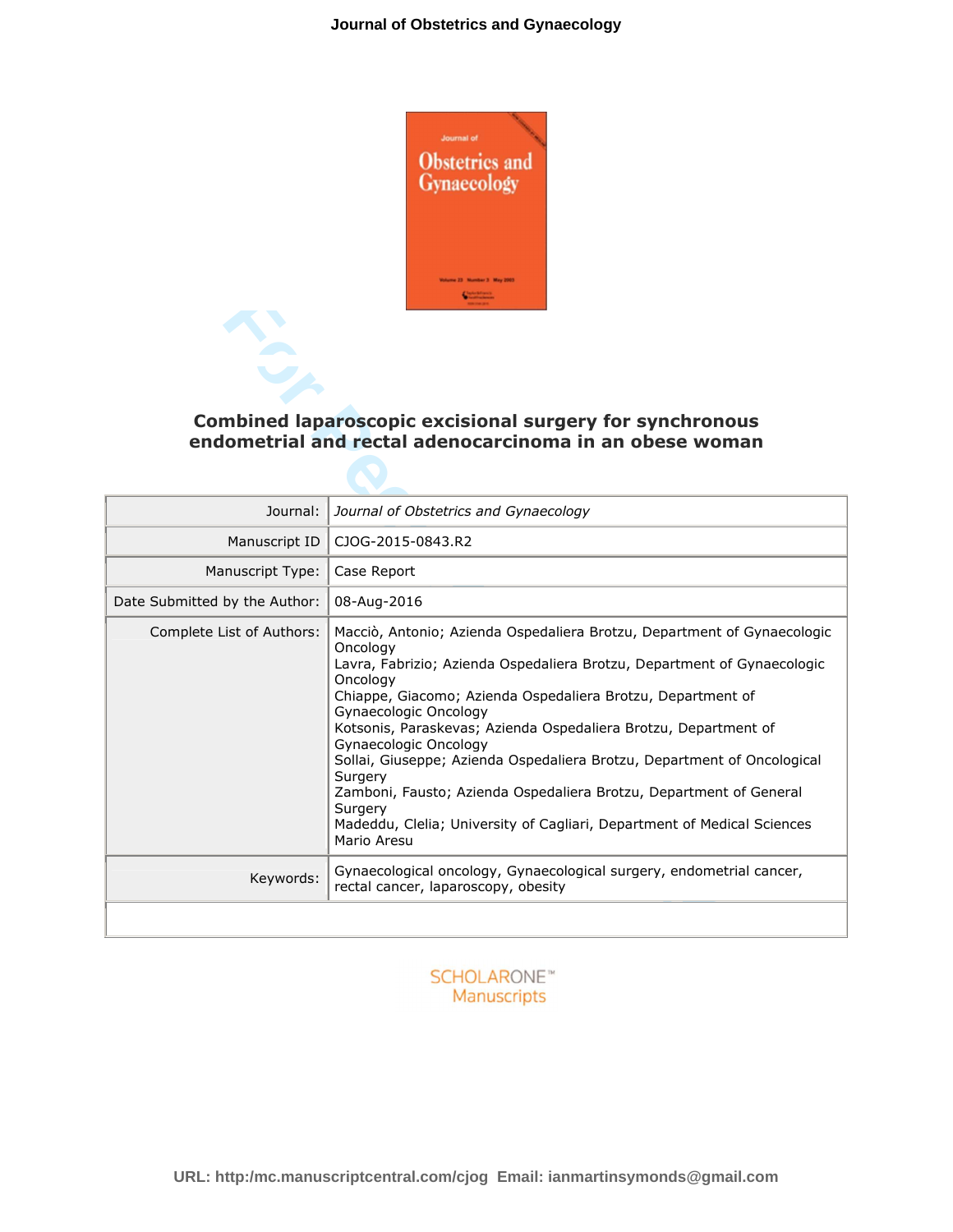# Combined laparoscopic excisional surgery for synchronous endometrial and rectal adenocarcinoma in an obese woman

| | |
|---|---|
| Journal: | *Journal of Obstetrics and Gynaecology* |
| Manuscript ID | CJOG-2015-0843.R2 |
| Manuscript Type: | Case Report |
| Date Submitted by the Author: | 08-Aug-2016 |
| Complete List of Authors: | Macciò, Antonio; Azienda Ospedaliera Brotzu, Department of Gynaecologic Oncology<br>Lavra, Fabrizio; Azienda Ospedaliera Brotzu, Department of Gynaecologic Oncology<br>Chiappe, Giacomo; Azienda Ospedaliera Brotzu, Department of Gynaecologic Oncology<br>Kotsonis, Paraskevas; Azienda Ospedaliera Brotzu, Department of Gynaecologic Oncology<br>Sollai, Giuseppe; Azienda Ospedaliera Brotzu, Department of Oncological Surgery<br>Zamboni, Fausto; Azienda Ospedaliera Brotzu, Department of General Surgery<br>Madeddu, Clelia; University of Cagliari, Department of Medical Sciences Mario Aresu |
| Keywords: | Gynaecological oncology, Gynaecological surgery, endometrial cancer, rectal cancer, laparoscopy, obesity |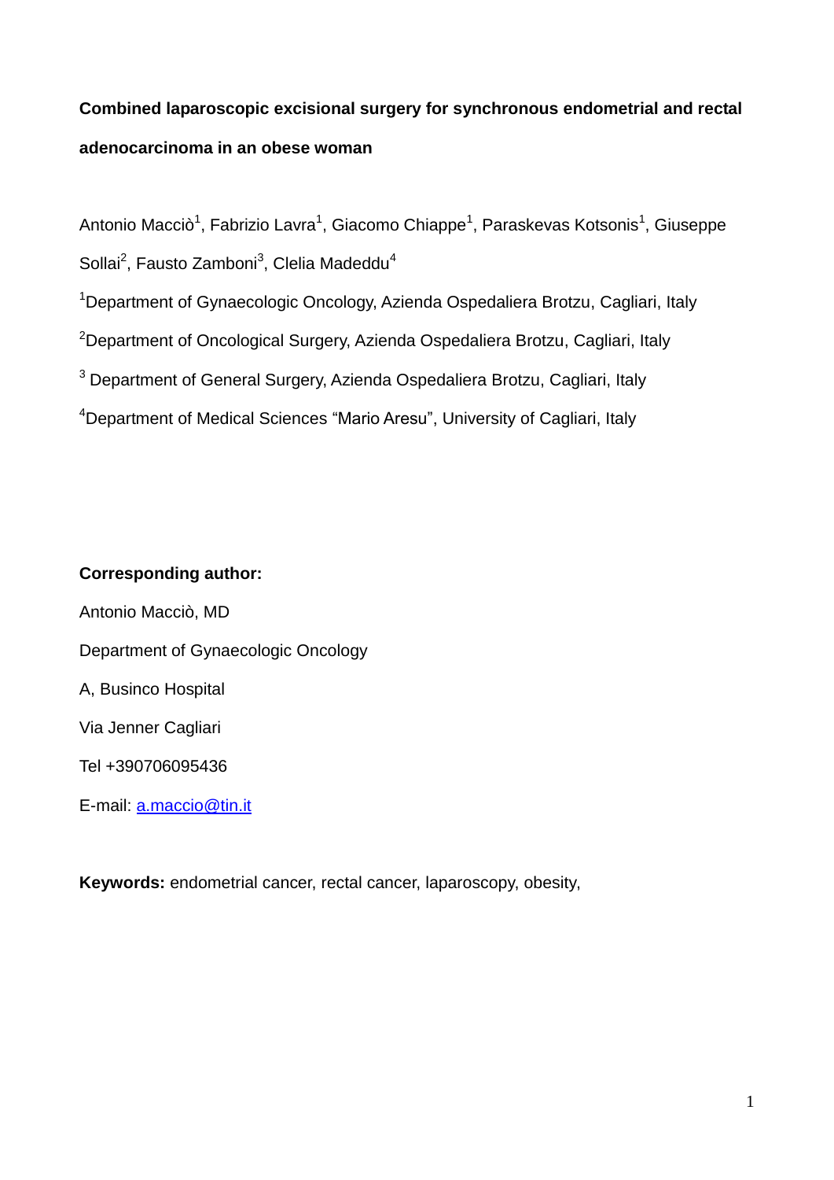**Combined laparoscopic excisional surgery for synchronous endometrial and rectal adenocarcinoma in an obese woman**

Antonio Macciò[1], Fabrizio Lavra[1], Giacomo Chiappe[1], Paraskevas Kotsonis[1], Giuseppe Sollai[2], Fausto Zamboni[3], Clelia Madeddu[4]

[1]Department of Gynaecologic Oncology, Azienda Ospedaliera Brotzu, Cagliari, Italy

[2]Department of Oncological Surgery, Azienda Ospedaliera Brotzu, Cagliari, Italy

[3] Department of General Surgery, Azienda Ospedaliera Brotzu, Cagliari, Italy

[4]Department of Medical Sciences "Mario Aresu", University of Cagliari, Italy

**Corresponding author:**

Antonio Macciò, MD

Department of Gynaecologic Oncology

A, Businco Hospital

Via Jenner Cagliari

Tel +390706095436

E-mail: a.maccio@tin.it

**Keywords:** endometrial cancer, rectal cancer, laparoscopy, obesity,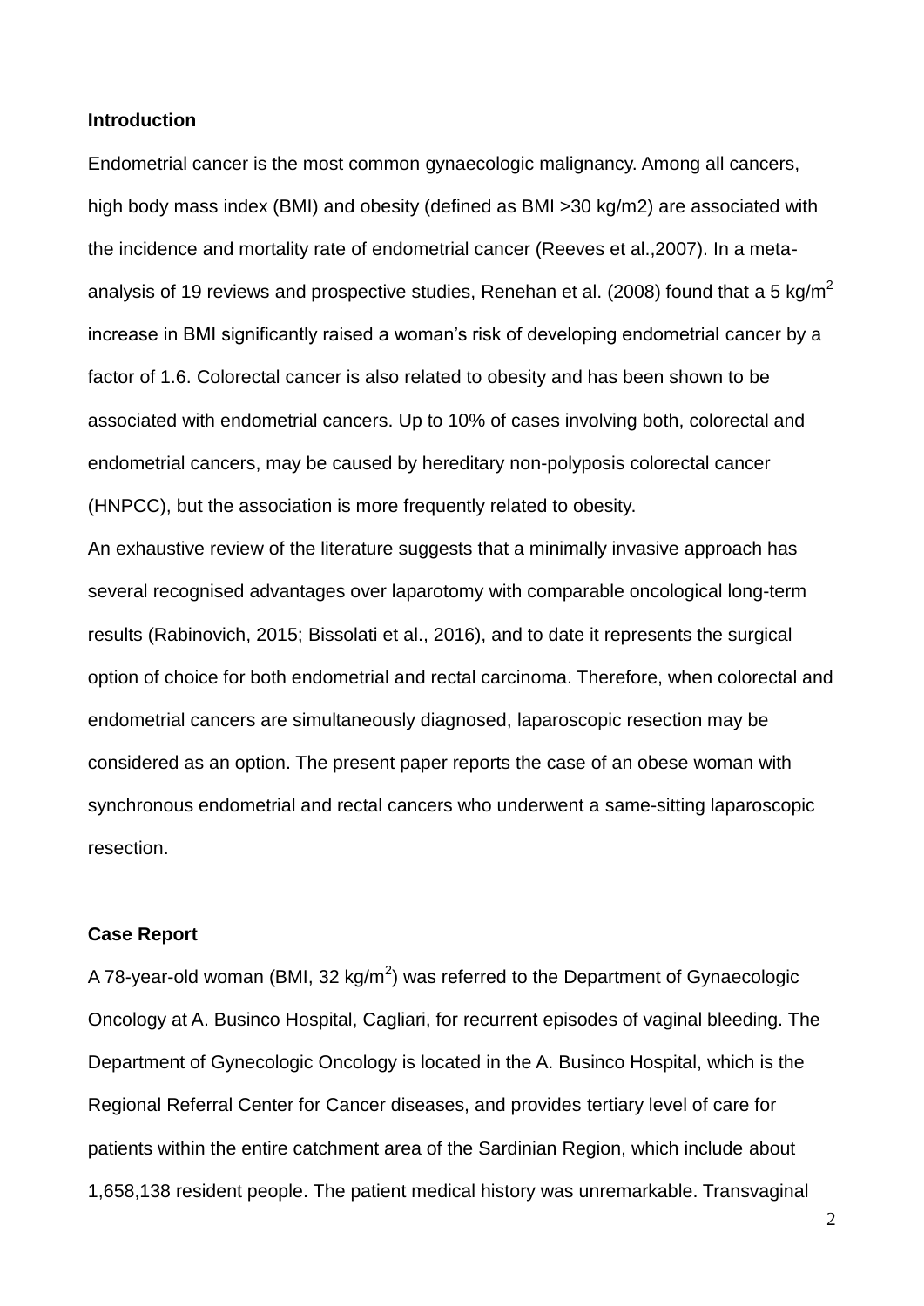**Introduction**

Endometrial cancer is the most common gynaecologic malignancy. Among all cancers, high body mass index (BMI) and obesity (defined as BMI >30 kg/m2) are associated with the incidence and mortality rate of endometrial cancer (Reeves et al.,2007). In a meta-analysis of 19 reviews and prospective studies, Renehan et al. (2008) found that a 5 kg/$m^2$ increase in BMI significantly raised a woman's risk of developing endometrial cancer by a factor of 1.6. Colorectal cancer is also related to obesity and has been shown to be associated with endometrial cancers. Up to 10% of cases involving both, colorectal and endometrial cancers, may be caused by hereditary non-polyposis colorectal cancer (HNPCC), but the association is more frequently related to obesity.

An exhaustive review of the literature suggests that a minimally invasive approach has several recognised advantages over laparotomy with comparable oncological long-term results (Rabinovich, 2015; Bissolati et al., 2016), and to date it represents the surgical option of choice for both endometrial and rectal carcinoma. Therefore, when colorectal and endometrial cancers are simultaneously diagnosed, laparoscopic resection may be considered as an option. The present paper reports the case of an obese woman with synchronous endometrial and rectal cancers who underwent a same-sitting laparoscopic resection.

**Case Report**

A 78-year-old woman (BMI, 32 kg/$m^2$) was referred to the Department of Gynaecologic Oncology at A. Businco Hospital, Cagliari, for recurrent episodes of vaginal bleeding. The Department of Gynecologic Oncology is located in the A. Businco Hospital, which is the Regional Referral Center for Cancer diseases, and provides tertiary level of care for patients within the entire catchment area of the Sardinian Region, which include about 1,658,138 resident people. The patient medical history was unremarkable. Transvaginal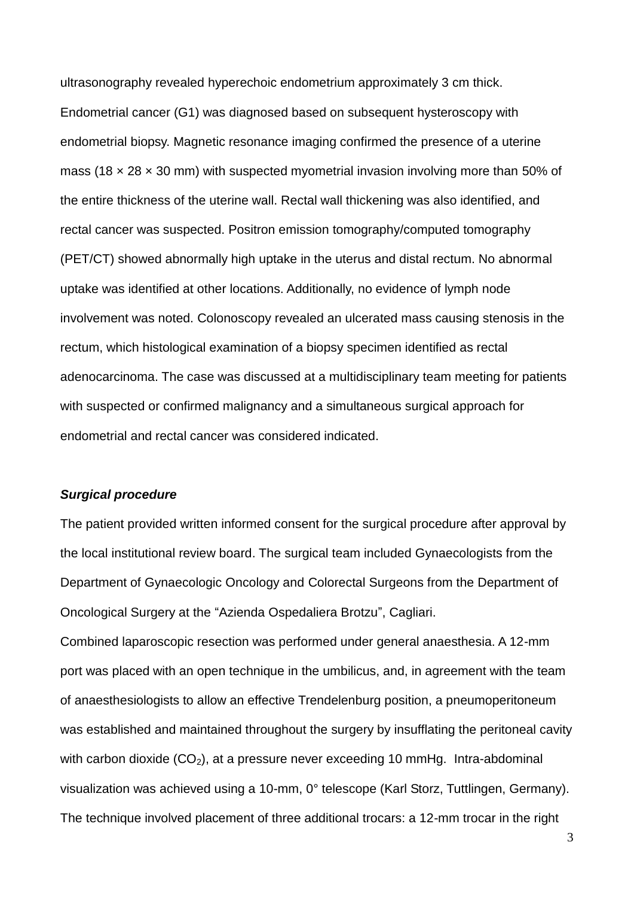ultrasonography revealed hyperechoic endometrium approximately 3 cm thick. Endometrial cancer (G1) was diagnosed based on subsequent hysteroscopy with endometrial biopsy. Magnetic resonance imaging confirmed the presence of a uterine mass (18 × 28 × 30 mm) with suspected myometrial invasion involving more than 50% of the entire thickness of the uterine wall. Rectal wall thickening was also identified, and rectal cancer was suspected. Positron emission tomography/computed tomography (PET/CT) showed abnormally high uptake in the uterus and distal rectum. No abnormal uptake was identified at other locations. Additionally, no evidence of lymph node involvement was noted. Colonoscopy revealed an ulcerated mass causing stenosis in the rectum, which histological examination of a biopsy specimen identified as rectal adenocarcinoma. The case was discussed at a multidisciplinary team meeting for patients with suspected or confirmed malignancy and a simultaneous surgical approach for endometrial and rectal cancer was considered indicated.

***Surgical procedure***

The patient provided written informed consent for the surgical procedure after approval by the local institutional review board. The surgical team included Gynaecologists from the Department of Gynaecologic Oncology and Colorectal Surgeons from the Department of Oncological Surgery at the "Azienda Ospedaliera Brotzu", Cagliari.

Combined laparoscopic resection was performed under general anaesthesia. A 12-mm port was placed with an open technique in the umbilicus, and, in agreement with the team of anaesthesiologists to allow an effective Trendelenburg position, a pneumoperitoneum was established and maintained throughout the surgery by insufflating the peritoneal cavity with carbon dioxide ($CO_2$), at a pressure never exceeding 10 mmHg. Intra-abdominal visualization was achieved using a 10-mm, 0° telescope (Karl Storz, Tuttlingen, Germany). The technique involved placement of three additional trocars: a 12-mm trocar in the right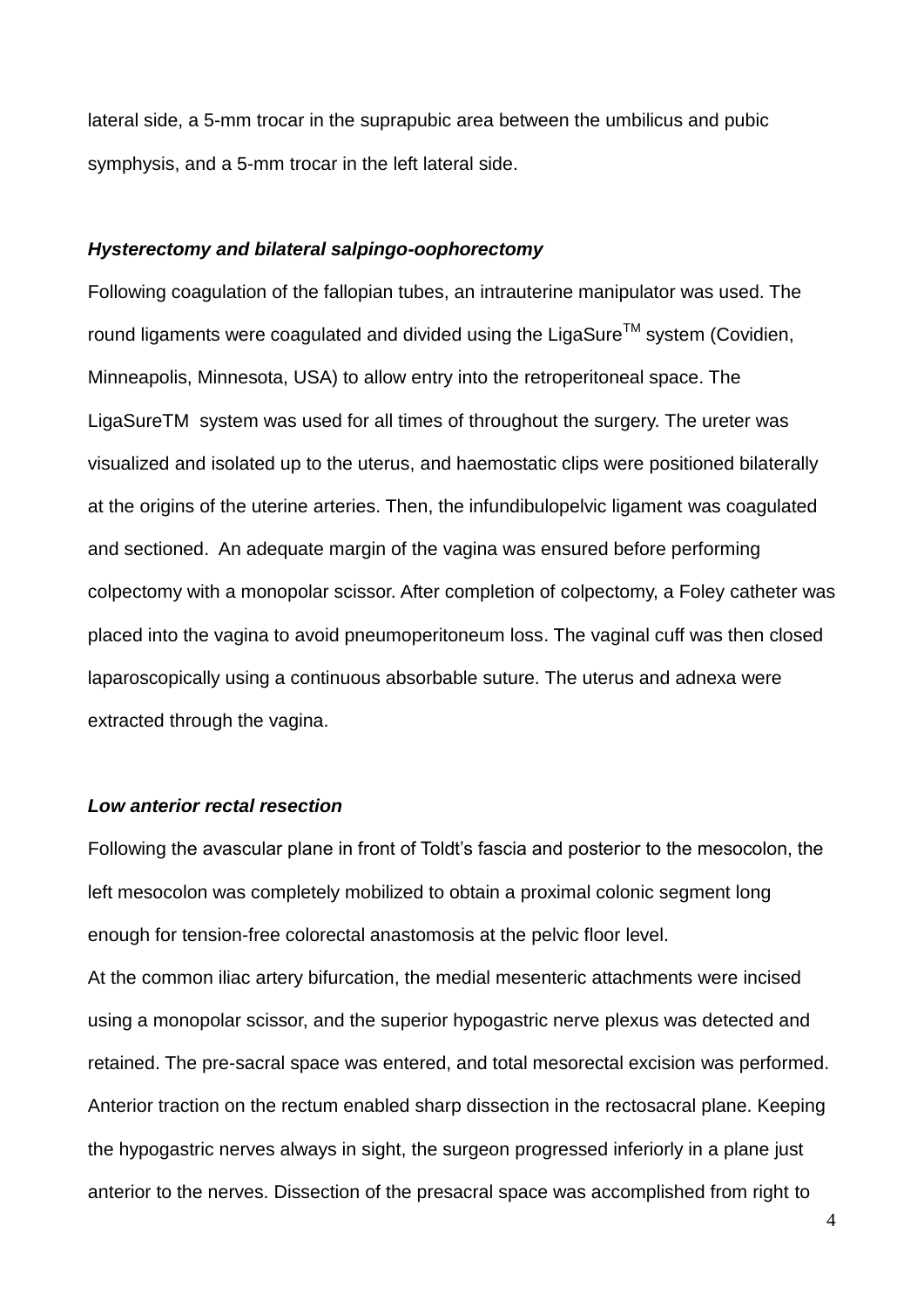lateral side, a 5-mm trocar in the suprapubic area between the umbilicus and pubic symphysis, and a 5-mm trocar in the left lateral side.

### ***Hysterectomy and bilateral salpingo-oophorectomy***

Following coagulation of the fallopian tubes, an intrauterine manipulator was used. The round ligaments were coagulated and divided using the LigaSure$^{TM}$ system (Covidien, Minneapolis, Minnesota, USA) to allow entry into the retroperitoneal space. The LigaSureTM system was used for all times of throughout the surgery. The ureter was visualized and isolated up to the uterus, and haemostatic clips were positioned bilaterally at the origins of the uterine arteries. Then, the infundibulopelvic ligament was coagulated and sectioned. An adequate margin of the vagina was ensured before performing colpectomy with a monopolar scissor. After completion of colpectomy, a Foley catheter was placed into the vagina to avoid pneumoperitoneum loss. The vaginal cuff was then closed laparoscopically using a continuous absorbable suture. The uterus and adnexa were extracted through the vagina.

### ***Low anterior rectal resection***

Following the avascular plane in front of Toldt's fascia and posterior to the mesocolon, the left mesocolon was completely mobilized to obtain a proximal colonic segment long enough for tension-free colorectal anastomosis at the pelvic floor level.
At the common iliac artery bifurcation, the medial mesenteric attachments were incised using a monopolar scissor, and the superior hypogastric nerve plexus was detected and retained. The pre-sacral space was entered, and total mesorectal excision was performed. Anterior traction on the rectum enabled sharp dissection in the rectosacral plane. Keeping the hypogastric nerves always in sight, the surgeon progressed inferiorly in a plane just anterior to the nerves. Dissection of the presacral space was accomplished from right to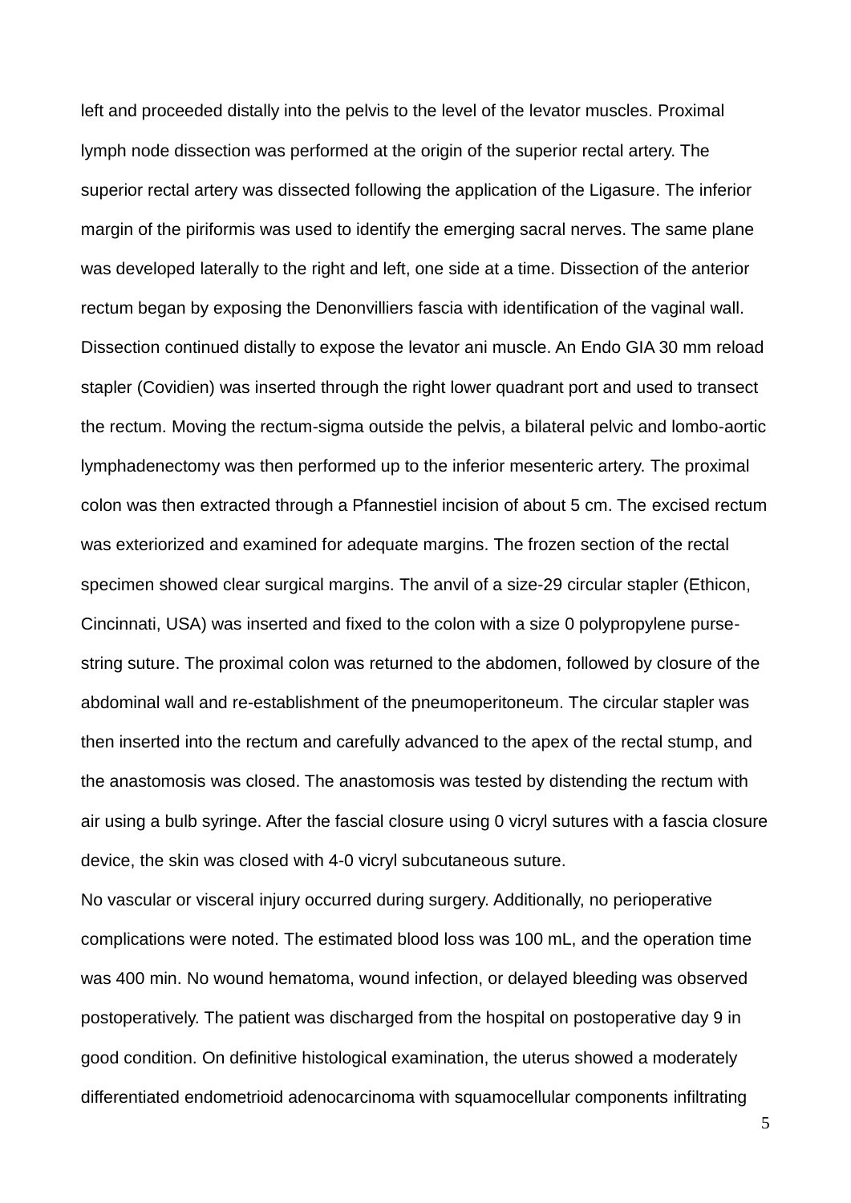left and proceeded distally into the pelvis to the level of the levator muscles. Proximal lymph node dissection was performed at the origin of the superior rectal artery. The superior rectal artery was dissected following the application of the Ligasure. The inferior margin of the piriformis was used to identify the emerging sacral nerves. The same plane was developed laterally to the right and left, one side at a time. Dissection of the anterior rectum began by exposing the Denonvilliers fascia with identification of the vaginal wall. Dissection continued distally to expose the levator ani muscle. An Endo GIA 30 mm reload stapler (Covidien) was inserted through the right lower quadrant port and used to transect the rectum. Moving the rectum-sigma outside the pelvis, a bilateral pelvic and lombo-aortic lymphadenectomy was then performed up to the inferior mesenteric artery. The proximal colon was then extracted through a Pfannestiel incision of about 5 cm. The excised rectum was exteriorized and examined for adequate margins. The frozen section of the rectal specimen showed clear surgical margins. The anvil of a size-29 circular stapler (Ethicon, Cincinnati, USA) was inserted and fixed to the colon with a size 0 polypropylene purse-string suture. The proximal colon was returned to the abdomen, followed by closure of the abdominal wall and re-establishment of the pneumoperitoneum. The circular stapler was then inserted into the rectum and carefully advanced to the apex of the rectal stump, and the anastomosis was closed. The anastomosis was tested by distending the rectum with air using a bulb syringe. After the fascial closure using 0 vicryl sutures with a fascia closure device, the skin was closed with 4-0 vicryl subcutaneous suture.

No vascular or visceral injury occurred during surgery. Additionally, no perioperative complications were noted. The estimated blood loss was 100 mL, and the operation time was 400 min. No wound hematoma, wound infection, or delayed bleeding was observed postoperatively. The patient was discharged from the hospital on postoperative day 9 in good condition. On definitive histological examination, the uterus showed a moderately differentiated endometrioid adenocarcinoma with squamocellular components infiltrating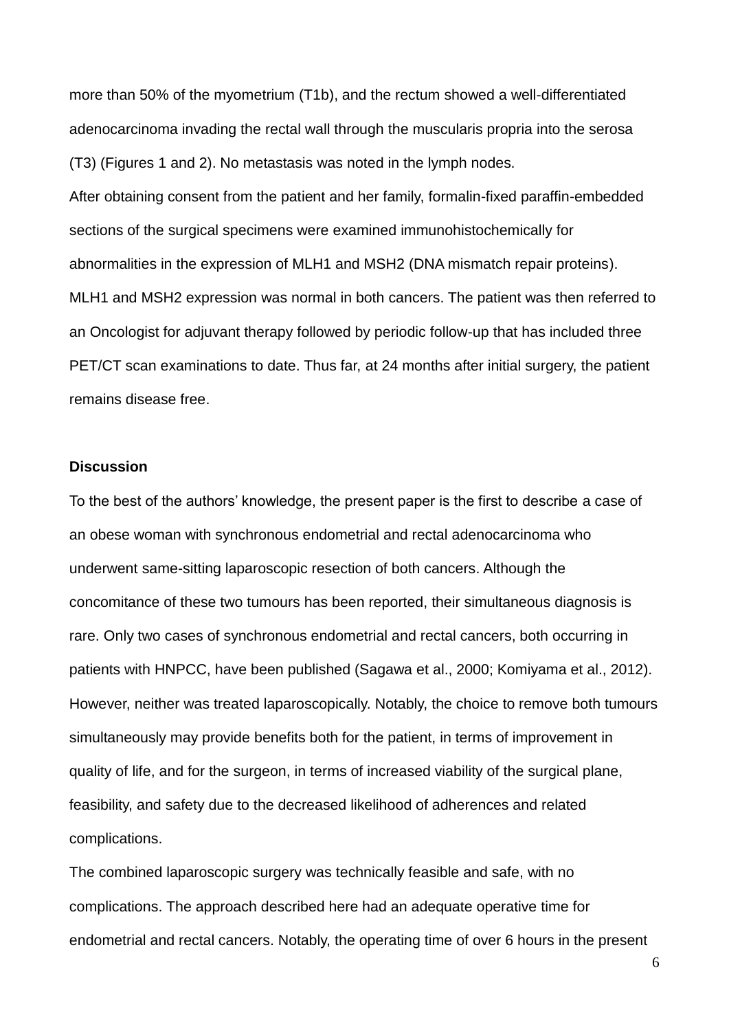more than 50% of the myometrium (T1b), and the rectum showed a well-differentiated adenocarcinoma invading the rectal wall through the muscularis propria into the serosa (T3) (Figures 1 and 2). No metastasis was noted in the lymph nodes.

After obtaining consent from the patient and her family, formalin-fixed paraffin-embedded sections of the surgical specimens were examined immunohistochemically for abnormalities in the expression of MLH1 and MSH2 (DNA mismatch repair proteins). MLH1 and MSH2 expression was normal in both cancers. The patient was then referred to an Oncologist for adjuvant therapy followed by periodic follow-up that has included three PET/CT scan examinations to date. Thus far, at 24 months after initial surgery, the patient remains disease free.

**Discussion**

To the best of the authors' knowledge, the present paper is the first to describe a case of an obese woman with synchronous endometrial and rectal adenocarcinoma who underwent same-sitting laparoscopic resection of both cancers. Although the concomitance of these two tumours has been reported, their simultaneous diagnosis is rare. Only two cases of synchronous endometrial and rectal cancers, both occurring in patients with HNPCC, have been published (Sagawa et al., 2000; Komiyama et al., 2012). However, neither was treated laparoscopically. Notably, the choice to remove both tumours simultaneously may provide benefits both for the patient, in terms of improvement in quality of life, and for the surgeon, in terms of increased viability of the surgical plane, feasibility, and safety due to the decreased likelihood of adherences and related complications.

The combined laparoscopic surgery was technically feasible and safe, with no complications. The approach described here had an adequate operative time for endometrial and rectal cancers. Notably, the operating time of over 6 hours in the present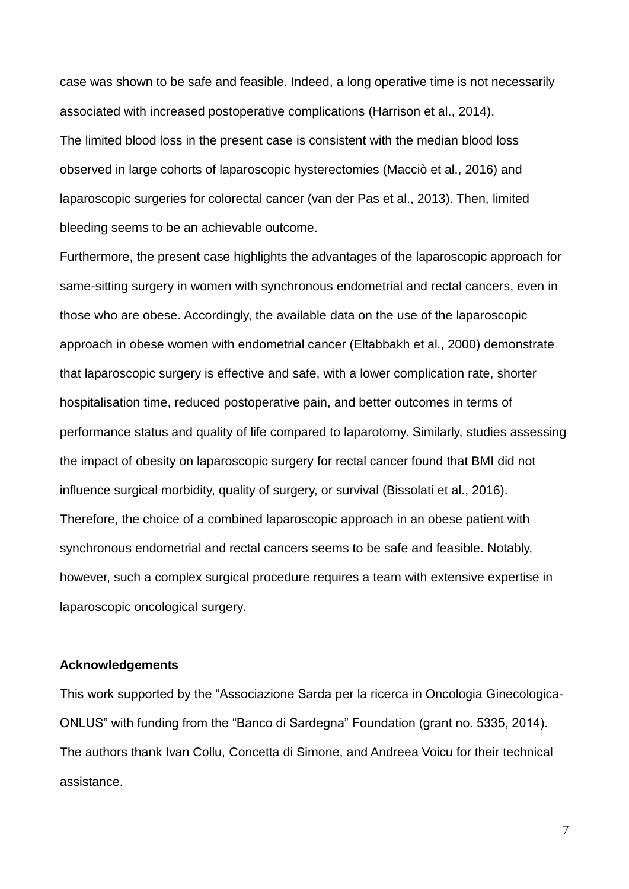case was shown to be safe and feasible. Indeed, a long operative time is not necessarily associated with increased postoperative complications (Harrison et al., 2014).

The limited blood loss in the present case is consistent with the median blood loss observed in large cohorts of laparoscopic hysterectomies (Macciò et al., 2016) and laparoscopic surgeries for colorectal cancer (van der Pas et al., 2013). Then, limited bleeding seems to be an achievable outcome.

Furthermore, the present case highlights the advantages of the laparoscopic approach for same-sitting surgery in women with synchronous endometrial and rectal cancers, even in those who are obese. Accordingly, the available data on the use of the laparoscopic approach in obese women with endometrial cancer (Eltabbakh et al., 2000) demonstrate that laparoscopic surgery is effective and safe, with a lower complication rate, shorter hospitalisation time, reduced postoperative pain, and better outcomes in terms of performance status and quality of life compared to laparotomy. Similarly, studies assessing the impact of obesity on laparoscopic surgery for rectal cancer found that BMI did not influence surgical morbidity, quality of surgery, or survival (Bissolati et al., 2016).

Therefore, the choice of a combined laparoscopic approach in an obese patient with synchronous endometrial and rectal cancers seems to be safe and feasible. Notably, however, such a complex surgical procedure requires a team with extensive expertise in laparoscopic oncological surgery.

**Acknowledgements**

This work supported by the “Associazione Sarda per la ricerca in Oncologia Ginecologica-ONLUS” with funding from the “Banco di Sardegna” Foundation (grant no. 5335, 2014).

The authors thank Ivan Collu, Concetta di Simone, and Andreea Voicu for their technical assistance.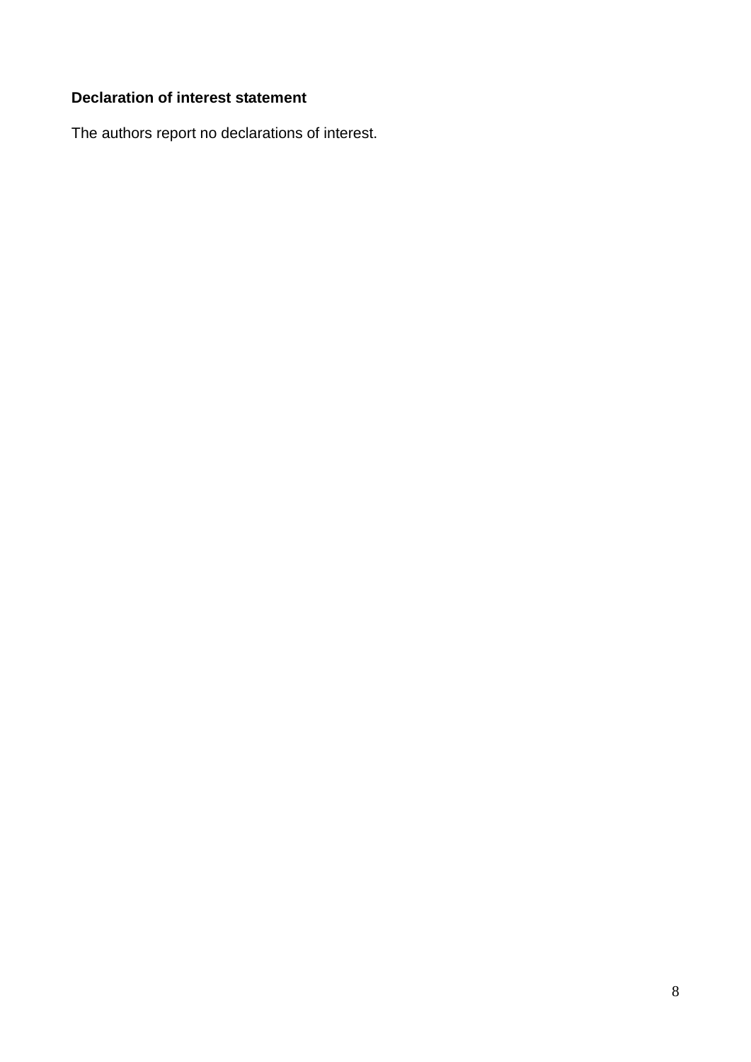**Declaration of interest statement**

The authors report no declarations of interest.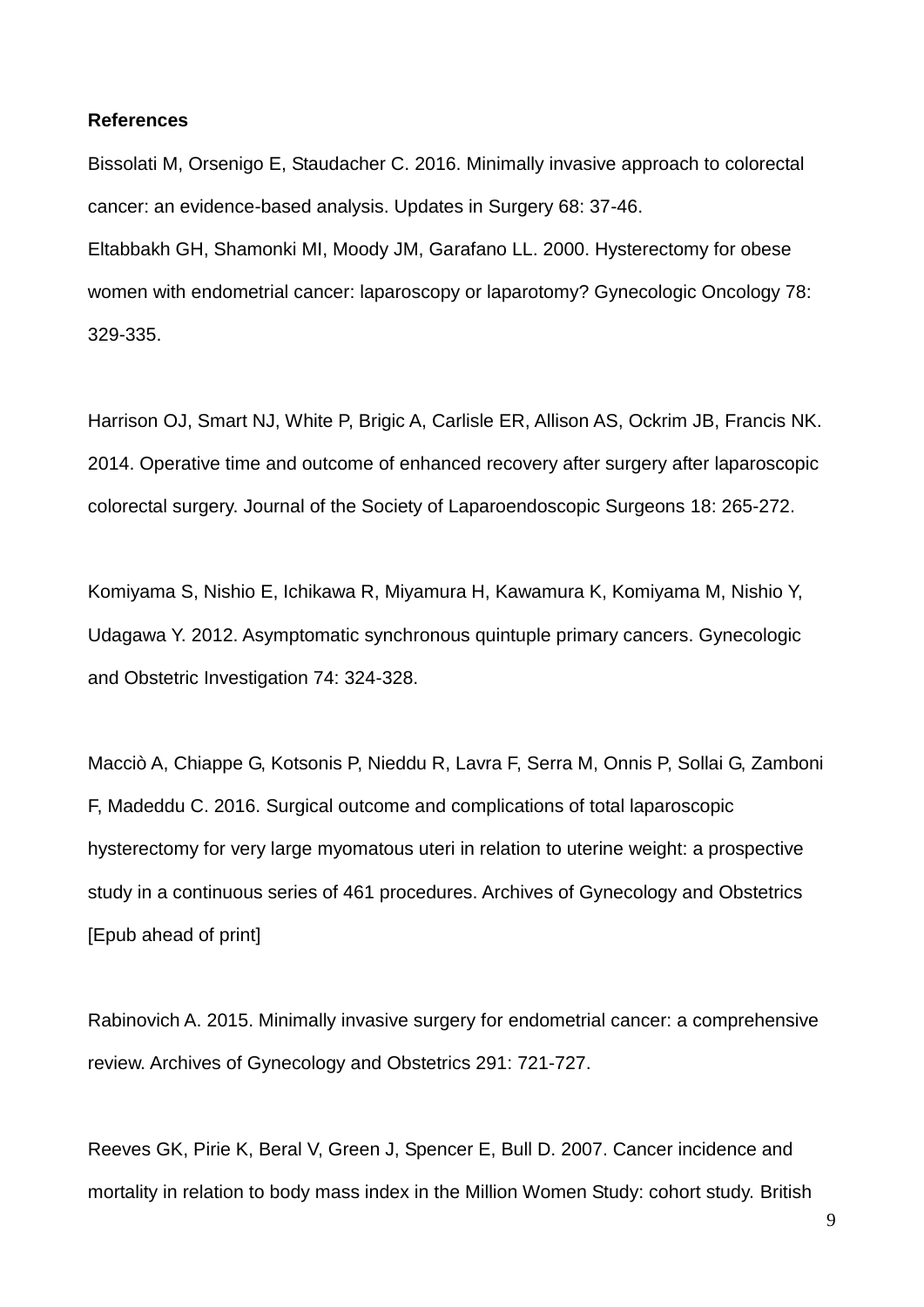**References**

Bissolati M, Orsenigo E, Staudacher C. 2016. Minimally invasive approach to colorectal cancer: an evidence-based analysis. Updates in Surgery 68: 37-46.

Eltabbakh GH, Shamonki MI, Moody JM, Garafano LL. 2000. Hysterectomy for obese women with endometrial cancer: laparoscopy or laparotomy? Gynecologic Oncology 78: 329-335.

Harrison OJ, Smart NJ, White P, Brigic A, Carlisle ER, Allison AS, Ockrim JB, Francis NK. 2014. Operative time and outcome of enhanced recovery after surgery after laparoscopic colorectal surgery. Journal of the Society of Laparoendoscopic Surgeons 18: 265-272.

Komiyama S, Nishio E, Ichikawa R, Miyamura H, Kawamura K, Komiyama M, Nishio Y, Udagawa Y. 2012. Asymptomatic synchronous quintuple primary cancers. Gynecologic and Obstetric Investigation 74: 324-328.

Macciò A, Chiappe G, Kotsonis P, Nieddu R, Lavra F, Serra M, Onnis P, Sollai G, Zamboni F, Madeddu C. 2016. Surgical outcome and complications of total laparoscopic hysterectomy for very large myomatous uteri in relation to uterine weight: a prospective study in a continuous series of 461 procedures. Archives of Gynecology and Obstetrics [Epub ahead of print]

Rabinovich A. 2015. Minimally invasive surgery for endometrial cancer: a comprehensive review. Archives of Gynecology and Obstetrics 291: 721-727.

Reeves GK, Pirie K, Beral V, Green J, Spencer E, Bull D. 2007. Cancer incidence and mortality in relation to body mass index in the Million Women Study: cohort study. British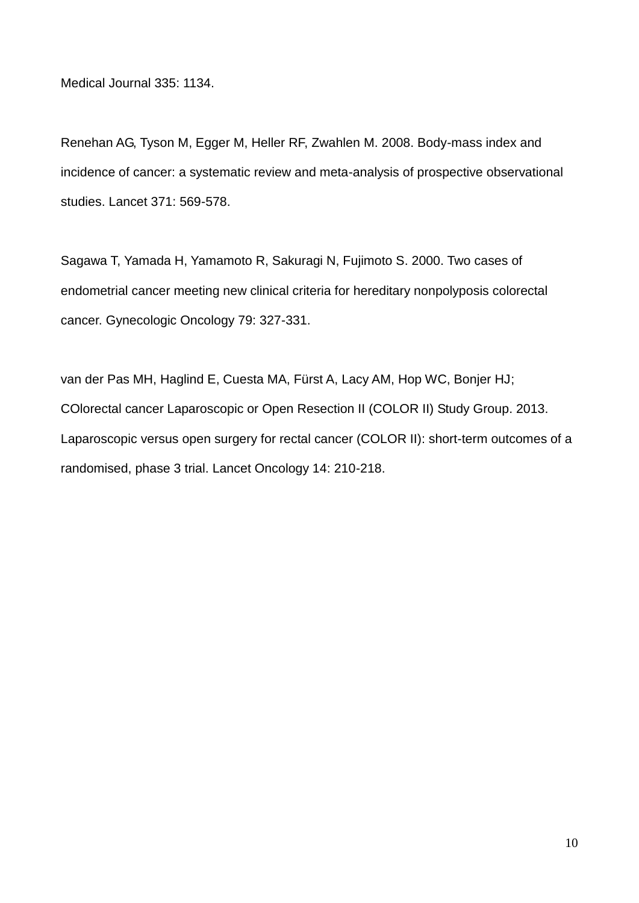Medical Journal 335: 1134.

Renehan AG, Tyson M, Egger M, Heller RF, Zwahlen M. 2008. Body-mass index and incidence of cancer: a systematic review and meta-analysis of prospective observational studies. Lancet 371: 569-578.

Sagawa T, Yamada H, Yamamoto R, Sakuragi N, Fujimoto S. 2000. Two cases of endometrial cancer meeting new clinical criteria for hereditary nonpolyposis colorectal cancer. Gynecologic Oncology 79: 327-331.

van der Pas MH, Haglind E, Cuesta MA, Fürst A, Lacy AM, Hop WC, Bonjer HJ; COlorectal cancer Laparoscopic or Open Resection II (COLOR II) Study Group. 2013. Laparoscopic versus open surgery for rectal cancer (COLOR II): short-term outcomes of a randomised, phase 3 trial. Lancet Oncology 14: 210-218.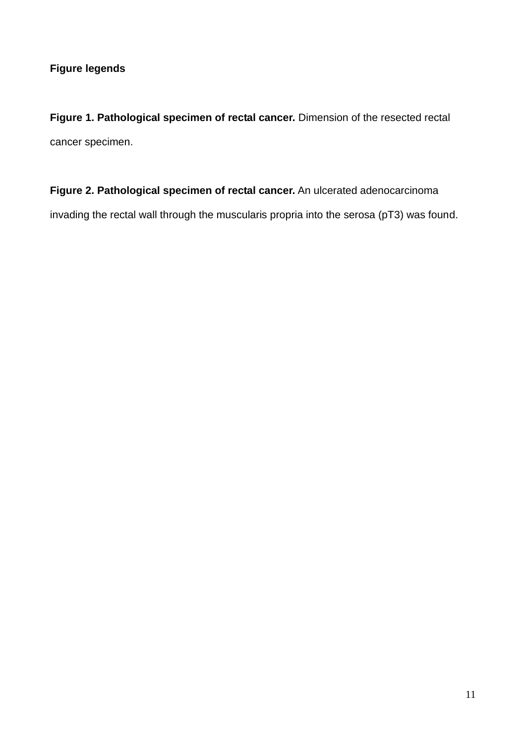## Figure legends

**Figure 1. Pathological specimen of rectal cancer.** Dimension of the resected rectal cancer specimen.

**Figure 2. Pathological specimen of rectal cancer.** An ulcerated adenocarcinoma invading the rectal wall through the muscularis propria into the serosa (pT3) was found.